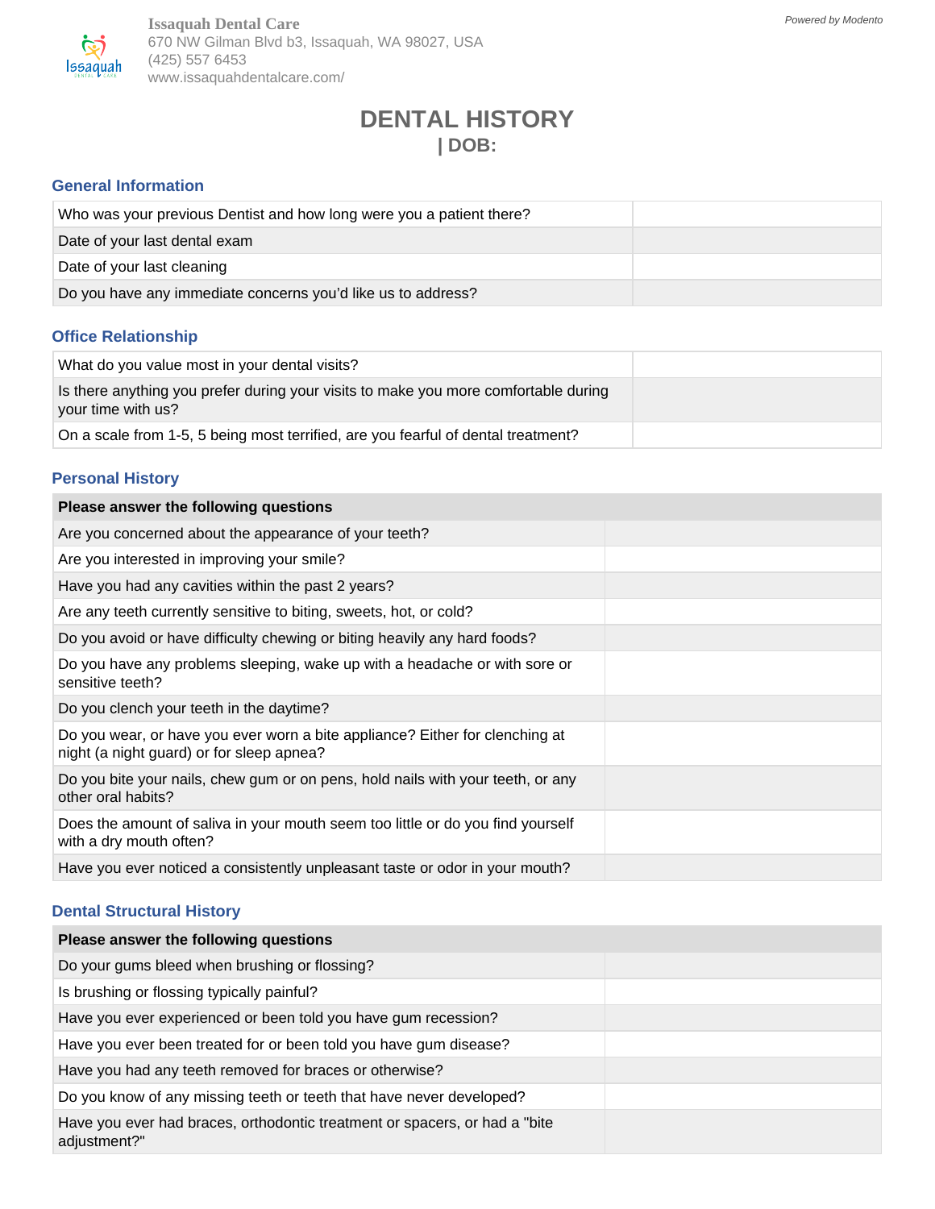**Issaquah Dental Care**
670 NW Gilman Blvd b3, Issaquah, WA 98027, USA
(425) 557 6453
www.issaquahdentalcare.com/

*Powered by Modento*

# DENTAL HISTORY

## | DOB:

### General Information

| | |
|---|---|
| Who was your previous Dentist and how long were you a patient there? | |
| Date of your last dental exam | |
| Date of your last cleaning | |
| Do you have any immediate concerns you'd like us to address? | |

### Office Relationship

| | |
|---|---|
| What do you value most in your dental visits? | |
| Is there anything you prefer during your visits to make you more comfortable during your time with us? | |
| On a scale from 1-5, 5 being most terrified, are you fearful of dental treatment? | |

### Personal History

| Please answer the following questions | |
|---|---|
| Are you concerned about the appearance of your teeth? | |
| Are you interested in improving your smile? | |
| Have you had any cavities within the past 2 years? | |
| Are any teeth currently sensitive to biting, sweets, hot, or cold? | |
| Do you avoid or have difficulty chewing or biting heavily any hard foods? | |
| Do you have any problems sleeping, wake up with a headache or with sore or sensitive teeth? | |
| Do you clench your teeth in the daytime? | |
| Do you wear, or have you ever worn a bite appliance? Either for clenching at night (a night guard) or for sleep apnea? | |
| Do you bite your nails, chew gum or on pens, hold nails with your teeth, or any other oral habits? | |
| Does the amount of saliva in your mouth seem too little or do you find yourself with a dry mouth often? | |
| Have you ever noticed a consistently unpleasant taste or odor in your mouth? | |

### Dental Structural History

| Please answer the following questions | |
|---|---|
| Do your gums bleed when brushing or flossing? | |
| Is brushing or flossing typically painful? | |
| Have you ever experienced or been told you have gum recession? | |
| Have you ever been treated for or been told you have gum disease? | |
| Have you had any teeth removed for braces or otherwise? | |
| Do you know of any missing teeth or teeth that have never developed? | |
| Have you ever had braces, orthodontic treatment or spacers, or had a "bite adjustment?" | |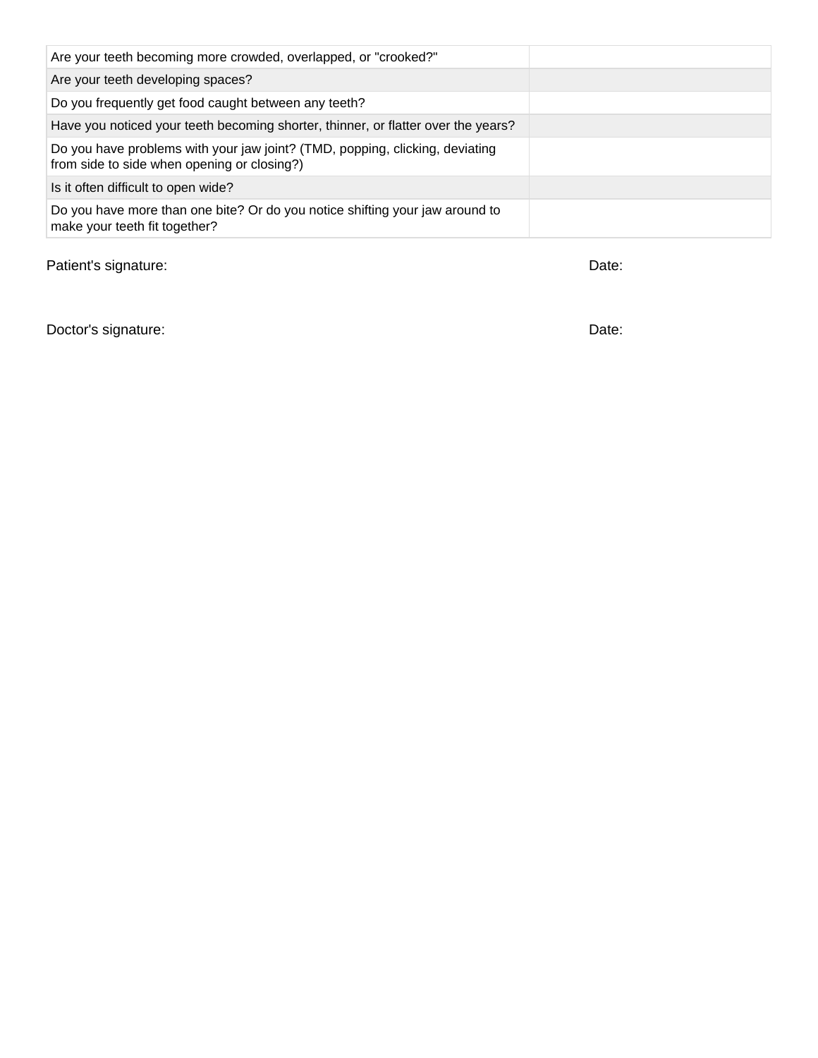| | |
|---|---|
| Are your teeth becoming more crowded, overlapped, or "crooked?" | |
| Are your teeth developing spaces? | |
| Do you frequently get food caught between any teeth? | |
| Have you noticed your teeth becoming shorter, thinner, or flatter over the years? | |
| Do you have problems with your jaw joint? (TMD, popping, clicking, deviating from side to side when opening or closing?) | |
| Is it often difficult to open wide? | |
| Do you have more than one bite? Or do you notice shifting your jaw around to make your teeth fit together? | |

Patient's signature: Date:

Doctor's signature: Date: